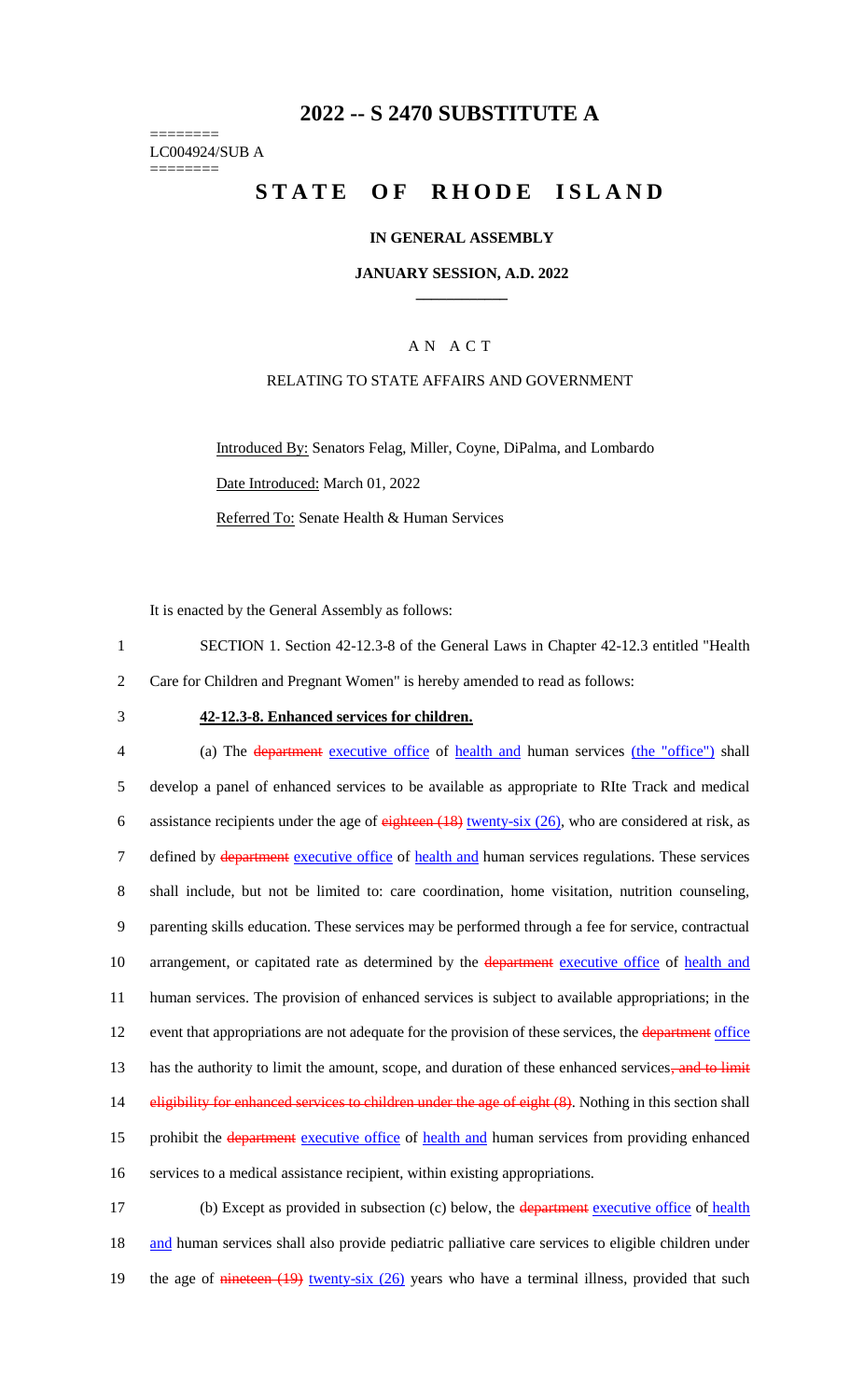# 2022 -- S 2470 SUBSTITUTE A

========
LC004924/SUB A
========

# STATE OF RHODE ISLAND

### IN GENERAL ASSEMBLY

### JANUARY SESSION, A.D. 2022

____________

A N A C T

RELATING TO STATE AFFAIRS AND GOVERNMENT

Introduced By: Senators Felag, Miller, Coyne, DiPalma, and Lombardo

Date Introduced: March 01, 2022

Referred To: Senate Health & Human Services

It is enacted by the General Assembly as follows:

1 SECTION 1. Section 42-12.3-8 of the General Laws in Chapter 42-12.3 entitled "Health
2 Care for Children and Pregnant Women" is hereby amended to read as follows:

3 **42-12.3-8. Enhanced services for children.**

4 (a) The ~~department~~ executive office of health and human services (the "office") shall
5 develop a panel of enhanced services to be available as appropriate to RIte Track and medical
6 assistance recipients under the age of ~~eighteen (18)~~ twenty-six (26), who are considered at risk, as
7 defined by ~~department~~ executive office of health and human services regulations. These services
8 shall include, but not be limited to: care coordination, home visitation, nutrition counseling,
9 parenting skills education. These services may be performed through a fee for service, contractual
10 arrangement, or capitated rate as determined by the ~~department~~ executive office of health and
11 human services. The provision of enhanced services is subject to available appropriations; in the
12 event that appropriations are not adequate for the provision of these services, the ~~department~~ office
13 has the authority to limit the amount, scope, and duration of these enhanced services~~, and to limit~~
14 ~~eligibility for enhanced services to children under the age of eight (8)~~. Nothing in this section shall
15 prohibit the ~~department~~ executive office of health and human services from providing enhanced
16 services to a medical assistance recipient, within existing appropriations.

17 (b) Except as provided in subsection (c) below, the ~~department~~ executive office of health
18 and human services shall also provide pediatric palliative care services to eligible children under
19 the age of ~~nineteen (19)~~ twenty-six (26) years who have a terminal illness, provided that such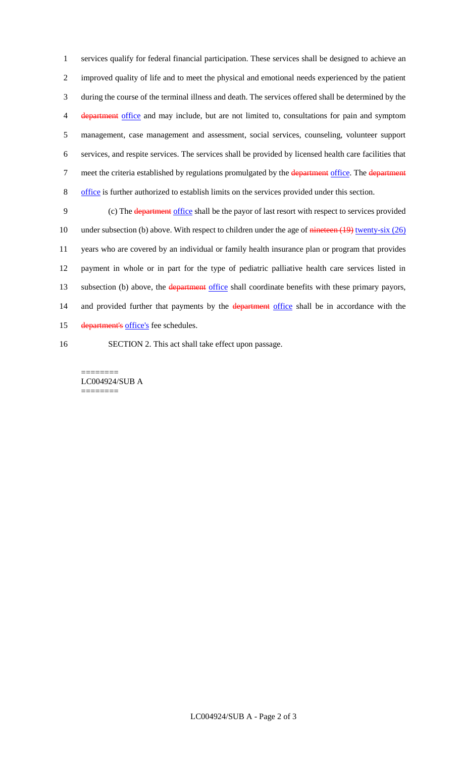services qualify for federal financial participation. These services shall be designed to achieve an improved quality of life and to meet the physical and emotional needs experienced by the patient during the course of the terminal illness and death. The services offered shall be determined by the ~~department~~ office and may include, but are not limited to, consultations for pain and symptom management, case management and assessment, social services, counseling, volunteer support services, and respite services. The services shall be provided by licensed health care facilities that meet the criteria established by regulations promulgated by the ~~department~~ office. The ~~department~~ office is further authorized to establish limits on the services provided under this section.

(c) The ~~department~~ office shall be the payor of last resort with respect to services provided under subsection (b) above. With respect to children under the age of ~~nineteen (19)~~ twenty-six (26) years who are covered by an individual or family health insurance plan or program that provides payment in whole or in part for the type of pediatric palliative health care services listed in subsection (b) above, the ~~department~~ office shall coordinate benefits with these primary payors, and provided further that payments by the ~~department~~ office shall be in accordance with the ~~department's~~ office's fee schedules.

SECTION 2. This act shall take effect upon passage.

========
LC004924/SUB A
========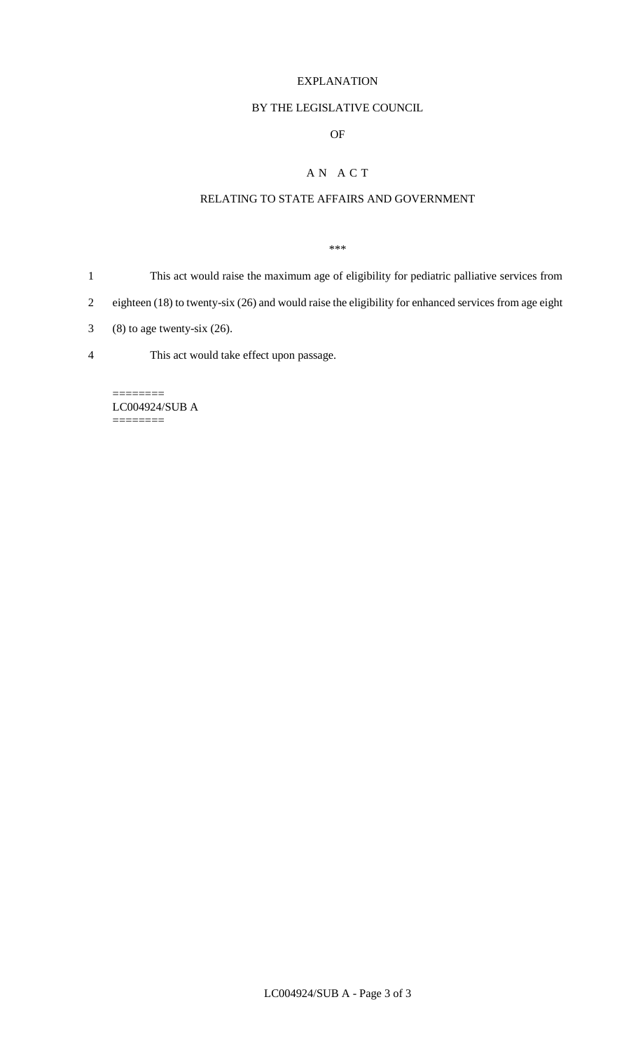EXPLANATION

BY THE LEGISLATIVE COUNCIL

OF

# A N A C T

RELATING TO STATE AFFAIRS AND GOVERNMENT

\*\*\*

1 This act would raise the maximum age of eligibility for pediatric palliative services from
2 eighteen (18) to twenty-six (26) and would raise the eligibility for enhanced services from age eight
3 (8) to age twenty-six (26).

4 This act would take effect upon passage.

========
LC004924/SUB A
========